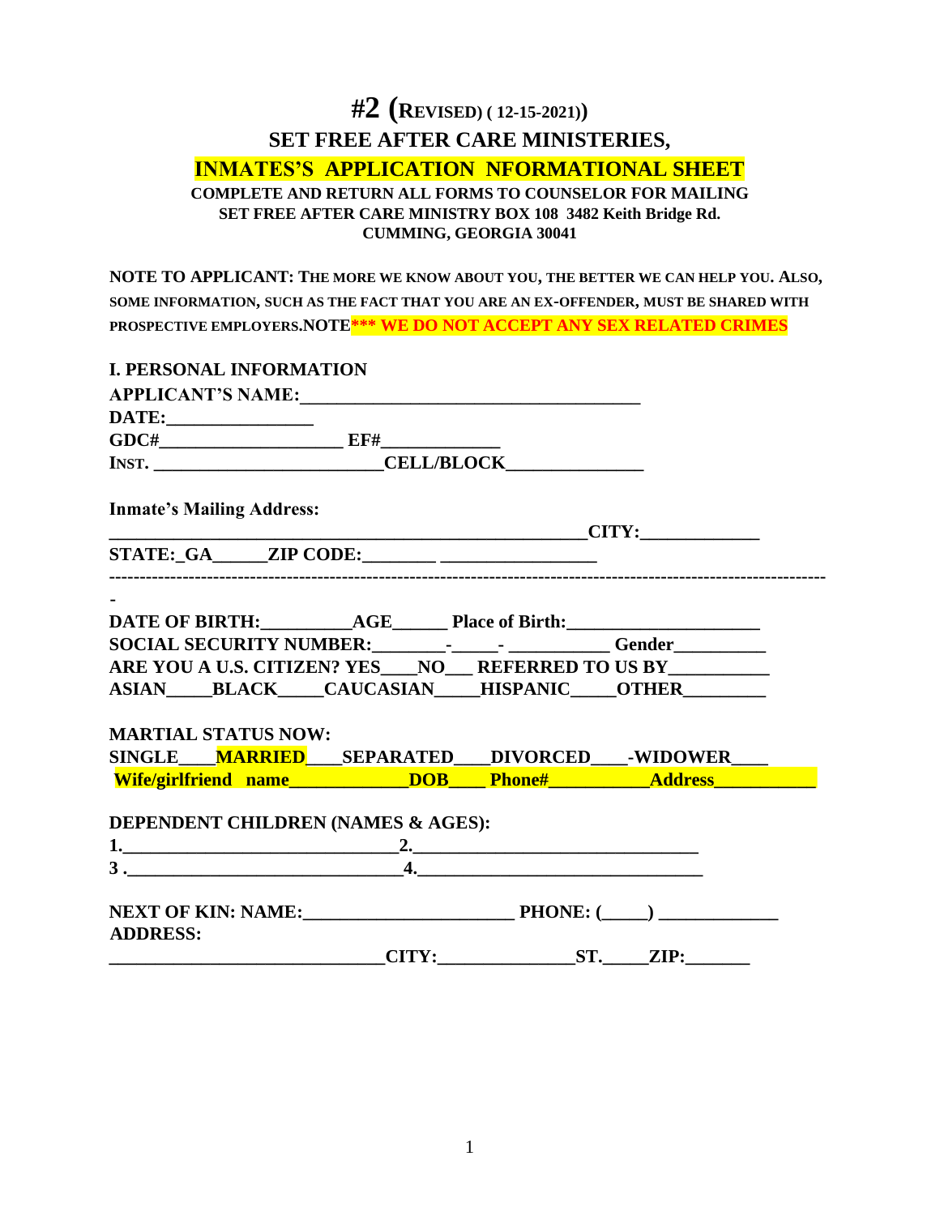# #2 (REVISED) ( 12-15-2021))

## SET FREE AFTER CARE MINISTERIES,

## INMATES'S APPLICATION NFORMATIONAL SHEET

**COMPLETE AND RETURN ALL FORMS TO COUNSELOR FOR MAILING**
**SET FREE AFTER CARE MINISTRY BOX 108 3482 Keith Bridge Rd.**
**CUMMING, GEORGIA 30041**

**NOTE TO APPLICANT: THE MORE WE KNOW ABOUT YOU, THE BETTER WE CAN HELP YOU. ALSO, SOME INFORMATION, SUCH AS THE FACT THAT YOU ARE AN EX-OFFENDER, MUST BE SHARED WITH PROSPECTIVE EMPLOYERS.NOTE\*\*\* WE DO NOT ACCEPT ANY SEX RELATED CRIMES**

**I. PERSONAL INFORMATION**

**APPLICANT'S NAME:____________________________________**

**DATE:_______________**

**GDC#___________________ EF#___________**

**INST. ________________________CELL/BLOCK______________**

**Inmate's Mailing Address:**

**__________________________________________________CITY:____________**

**STATE:_GA_____ZIP CODE:_______ _______________**

---

**DATE OF BIRTH:_________AGE_____ Place of Birth:____________________**

**SOCIAL SECURITY NUMBER:_______-_____- __________ Gender_________**

**ARE YOU A U.S. CITIZEN? YES___NO__ REFERRED TO US BY__________**

**ASIAN_____BLACK_____CAUCASIAN_____HISPANIC_____OTHER________**

**MARTIAL STATUS NOW:**

**SINGLE____MARRIED___SEPARATED___DIVORCED___-WIDOWER___**

**Wife/girlfriend name____________DOB____ Phone#__________Address__________**

**DEPENDENT CHILDREN (NAMES & AGES):**

**1.____________________________2.______________________________**

**3 .____________________________4.______________________________**

**NEXT OF KIN: NAME:______________________ PHONE: (____) ____________**

**ADDRESS:**

**_____________________________CITY:_____________ST._____ZIP:_______**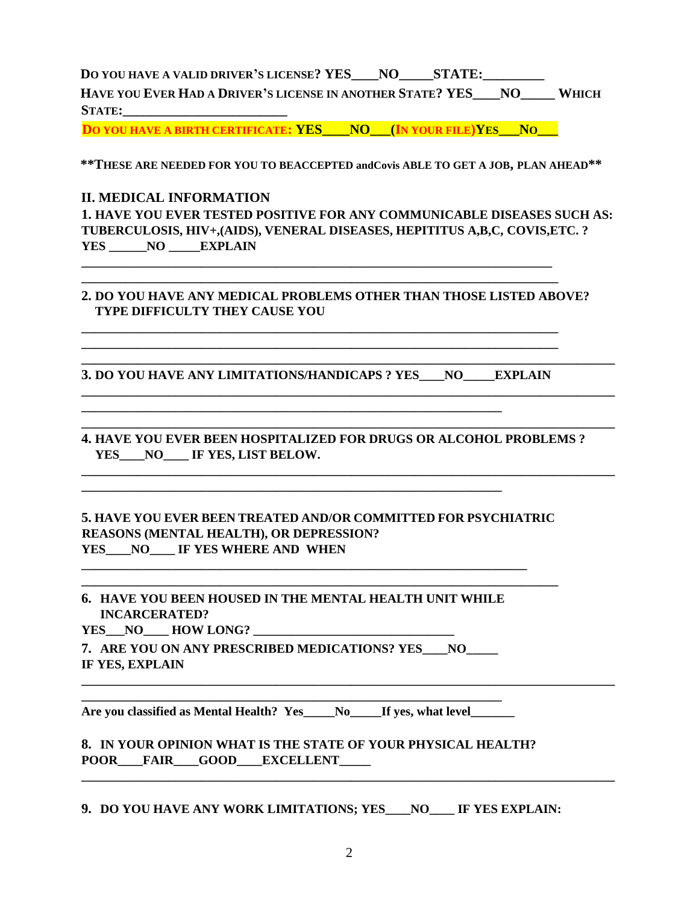**DO YOU HAVE A VALID DRIVER'S LICENSE? YES____NO_____STATE:_________**

**HAVE YOU EVER HAD A DRIVER'S LICENSE IN ANOTHER STATE? YES____NO_____ WHICH STATE:________________________**

**DO YOU HAVE A BIRTH CERTIFICATE: YES____NO___(IN YOUR FILE)YES___NO___**

**\*\*THESE ARE NEEDED FOR YOU TO BEACCEPTED andCovis ABLE TO GET A JOB, PLAN AHEAD\*\***

## II. MEDICAL INFORMATION

**1. HAVE YOU EVER TESTED POSITIVE FOR ANY COMMUNICABLE DISEASES SUCH AS: TUBERCULOSIS, HIV+,(AIDS), VENERAL DISEASES, HEPITITUS A,B,C, COVIS,ETC. ? YES ______NO _____EXPLAIN**

________________________________________________________________________

________________________________________________________________________

**2. DO YOU HAVE ANY MEDICAL PROBLEMS OTHER THAN THOSE LISTED ABOVE? TYPE DIFFICULTY THEY CAUSE YOU**

________________________________________________________________________

________________________________________________________________________

________________________________________________________________________

**3. DO YOU HAVE ANY LIMITATIONS/HANDICAPS ? YES____NO_____EXPLAIN**

________________________________________________________________________

________________________________________________________________________

________________________________________________________________________

**4. HAVE YOU EVER BEEN HOSPITALIZED FOR DRUGS OR ALCOHOL PROBLEMS ? YES____NO____ IF YES, LIST BELOW.**

________________________________________________________________________

________________________________________________________________________

**5. HAVE YOU EVER BEEN TREATED AND/OR COMMITTED FOR PSYCHIATRIC REASONS (MENTAL HEALTH), OR DEPRESSION?**
**YES____NO____ IF YES WHERE AND WHEN**

________________________________________________________________________

________________________________________________________________________

**6. HAVE YOU BEEN HOUSED IN THE MENTAL HEALTH UNIT WHILE INCARCERATED?**
**YES___NO____ HOW LONG? _______________________________**

**7. ARE YOU ON ANY PRESCRIBED MEDICATIONS? YES____NO_____**
**IF YES, EXPLAIN**

________________________________________________________________________

________________________________________________________________________

**Are you classified as Mental Health? Yes_____No_____If yes, what level_______**

**8. IN YOUR OPINION WHAT IS THE STATE OF YOUR PHYSICAL HEALTH?**
**POOR____FAIR____GOOD____EXCELLENT_____**

________________________________________________________________________

**9. DO YOU HAVE ANY WORK LIMITATIONS; YES____NO____ IF YES EXPLAIN:**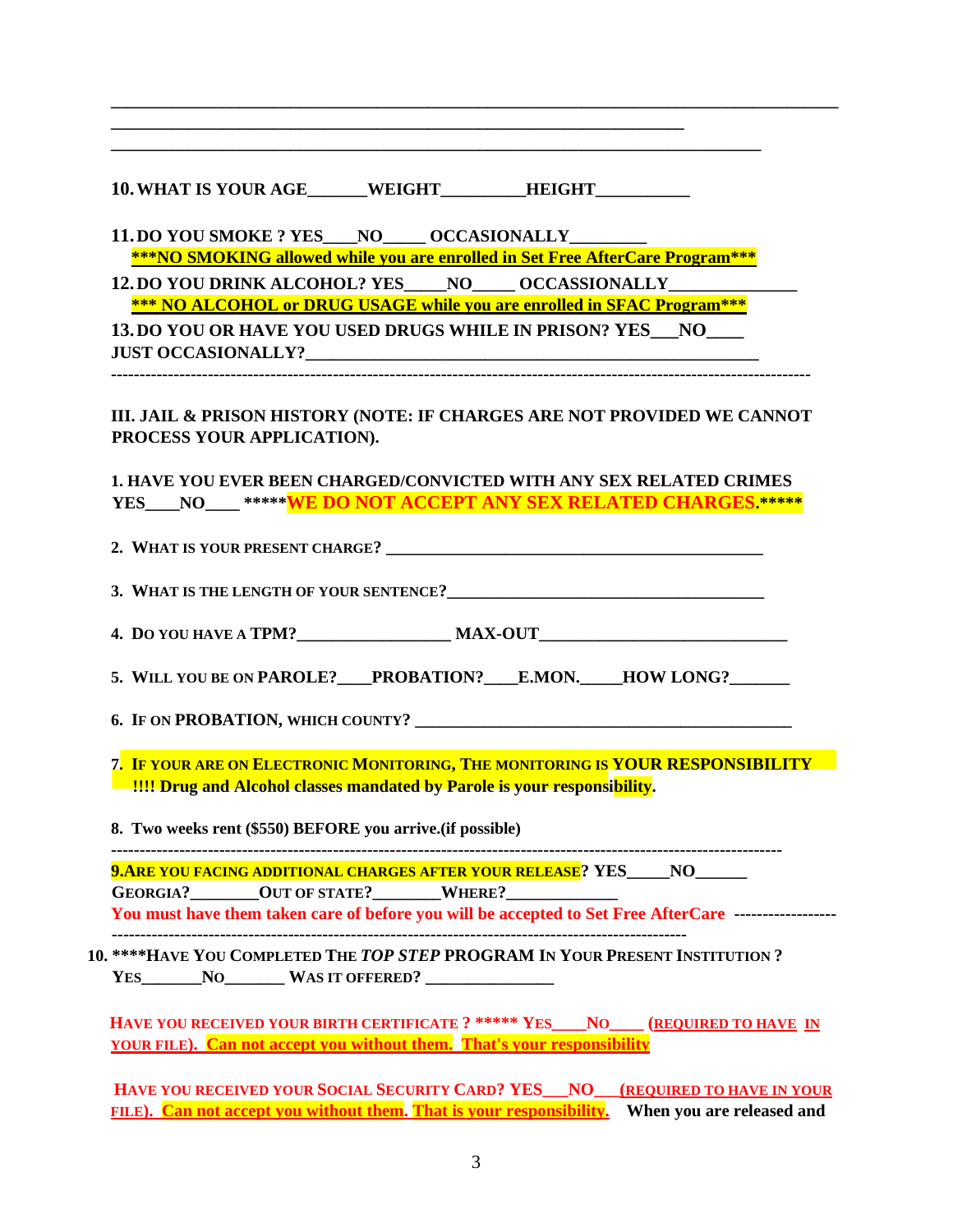\_\_\_\_\_\_\_\_\_\_\_\_\_\_\_\_\_\_\_\_\_\_\_\_\_\_\_\_\_\_\_\_\_\_\_\_\_\_\_\_\_\_\_\_\_\_\_\_\_\_\_\_\_\_\_\_\_\_\_\_\_\_\_\_\_\_\_\_\_\_\_\_\_\_

\_\_\_\_\_\_\_\_\_\_\_\_\_\_\_\_\_\_\_\_\_\_\_\_\_\_\_\_\_\_\_\_\_\_\_\_\_\_\_\_\_\_\_\_\_\_\_\_\_\_\_\_\_\_\_\_\_\_\_\_\_\_

\_\_\_\_\_\_\_\_\_\_\_\_\_\_\_\_\_\_\_\_\_\_\_\_\_\_\_\_\_\_\_\_\_\_\_\_\_\_\_\_\_\_\_\_\_\_\_\_\_\_\_\_\_\_\_\_\_\_\_\_\_\_\_\_\_\_\_\_\_

**10. WHAT IS YOUR AGE\_\_\_\_\_\_\_WEIGHT\_\_\_\_\_\_\_\_\_\_HEIGHT\_\_\_\_\_\_\_\_\_\_\_**

**11. DO YOU SMOKE ? YES\_\_\_\_NO\_\_\_\_\_ OCCASIONALLY\_\_\_\_\_\_\_\_\_**
**<u>\*\*\*NO SMOKING allowed while you are enrolled in Set Free AfterCare Program\*\*\*</u>**

**12. DO YOU DRINK ALCOHOL? YES\_\_\_\_\_NO\_\_\_\_\_ OCCASSIONALLY\_\_\_\_\_\_\_\_\_\_\_\_\_\_\_**
**<u>\*\*\* NO ALCOHOL or DRUG USAGE while you are enrolled in SFAC Program\*\*\*</u>**

**13. DO YOU OR HAVE YOU USED DRUGS WHILE IN PRISON? YES\_\_\_NO\_\_\_\_ JUST OCCASIONALLY?\_\_\_\_\_\_\_\_\_\_\_\_\_\_\_\_\_\_\_\_\_\_\_\_\_\_\_\_\_\_\_\_\_\_\_\_\_\_\_\_\_\_\_\_\_\_\_\_\_\_\_\_\_\_\_**

---

**III. JAIL & PRISON HISTORY (NOTE: IF CHARGES ARE NOT PROVIDED WE CANNOT PROCESS YOUR APPLICATION).**

**1. HAVE YOU EVER BEEN CHARGED/CONVICTED WITH ANY SEX RELATED CRIMES YES\_\_\_\_NO\_\_\_\_ \*\*\*\*\*WE DO NOT ACCEPT ANY SEX RELATED CHARGES.\*\*\*\*\***

**2. WHAT IS YOUR PRESENT CHARGE? \_\_\_\_\_\_\_\_\_\_\_\_\_\_\_\_\_\_\_\_\_\_\_\_\_\_\_\_\_\_\_\_\_\_\_\_\_\_\_\_\_\_\_\_\_\_\_\_\_**

**3. WHAT IS THE LENGTH OF YOUR SENTENCE?\_\_\_\_\_\_\_\_\_\_\_\_\_\_\_\_\_\_\_\_\_\_\_\_\_\_\_\_\_\_\_\_\_\_\_\_\_\_\_\_\_**

**4. DO YOU HAVE A TPM?\_\_\_\_\_\_\_\_\_\_\_\_\_\_\_\_\_\_\_ MAX-OUT\_\_\_\_\_\_\_\_\_\_\_\_\_\_\_\_\_\_\_\_\_\_\_\_\_\_\_\_\_\_**

**5. WILL YOU BE ON PAROLE?\_\_\_\_PROBATION?\_\_\_\_E.MON.\_\_\_\_\_HOW LONG?\_\_\_\_\_\_\_**

**6. IF ON PROBATION, WHICH COUNTY? \_\_\_\_\_\_\_\_\_\_\_\_\_\_\_\_\_\_\_\_\_\_\_\_\_\_\_\_\_\_\_\_\_\_\_\_\_\_\_\_\_\_\_\_\_\_\_\_\_\_**

**7. IF YOUR ARE ON ELECTRONIC MONITORING, THE MONITORING IS YOUR RESPONSIBILITY !!!! Drug and Alcohol classes mandated by Parole is your responsibility.**

**8. Two weeks rent ($550) BEFORE you arrive.(if possible)**

---

**9.ARE YOU FACING ADDITIONAL CHARGES AFTER YOUR RELEASE? YES\_\_\_\_\_NO\_\_\_\_\_\_**
**GEORGIA?\_\_\_\_\_\_\_\_OUT OF STATE?\_\_\_\_\_\_\_\_WHERE?\_\_\_\_\_\_\_\_\_\_\_\_\_\_**
**You must have them taken care of before you will be accepted to Set Free AfterCare** ------------------

---

**10. \*\*\*\*HAVE YOU COMPLETED THE *TOP STEP* PROGRAM IN YOUR PRESENT INSTITUTION ? YES\_\_\_\_\_\_\_NO\_\_\_\_\_\_\_ WAS IT OFFERED? \_\_\_\_\_\_\_\_\_\_\_\_\_\_\_\_**

**HAVE YOU RECEIVED YOUR BIRTH CERTIFICATE ? \*\*\*\*\* YES\_\_\_\_NO\_\_\_\_ (<u>REQUIRED TO HAVE IN YOUR FILE</u>). <u>Can not accept you without them.</u> <u>That's your responsibility</u>**

**HAVE YOU RECEIVED YOUR SOCIAL SECURITY CARD? YES\_\_\_NO\_\_\_(<u>REQUIRED TO HAVE IN YOUR FILE</u>). <u>Can not accept you without them</u>. <u>That is your responsibility</u>. When you are released and**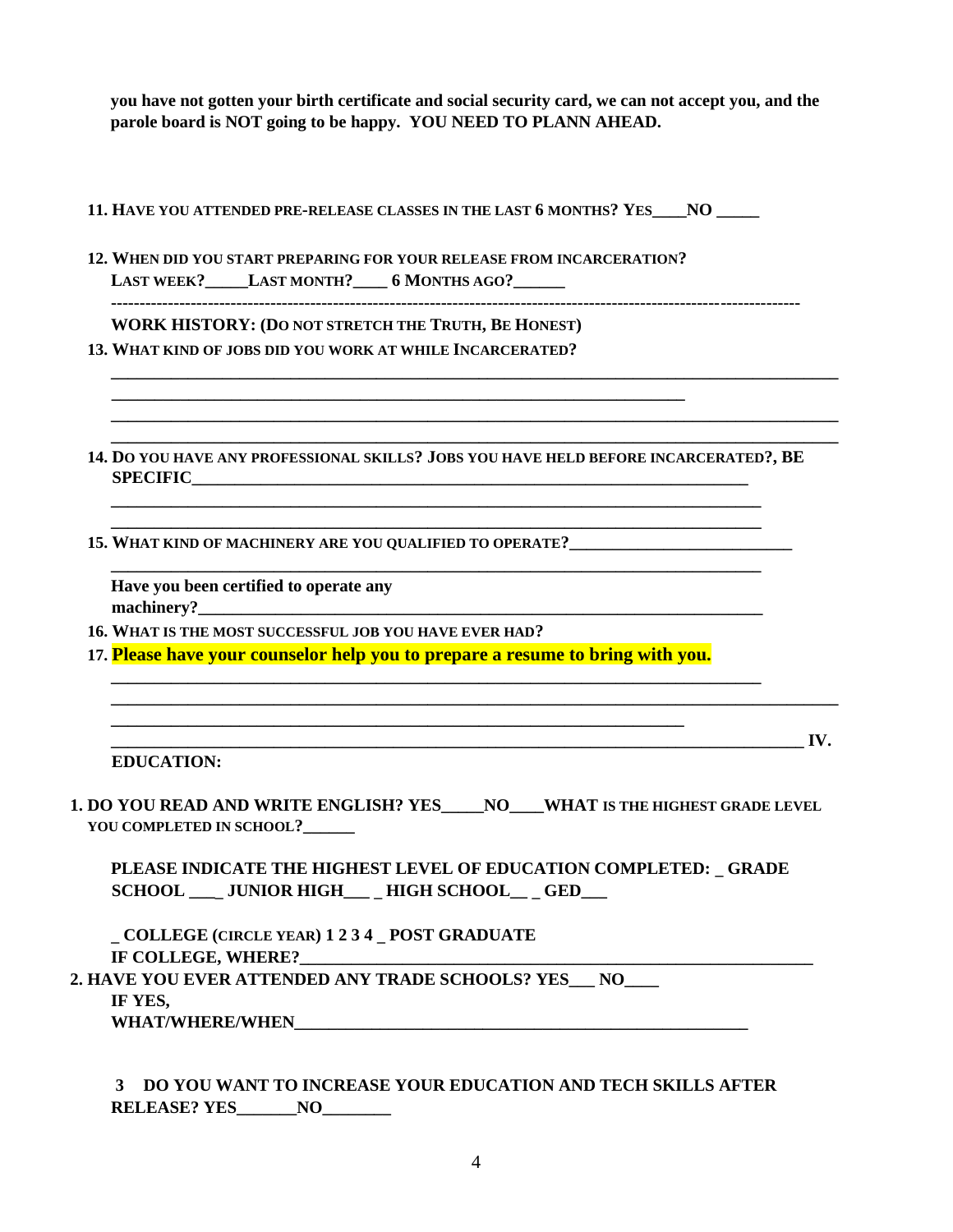**you have not gotten your birth certificate and social security card, we can not accept you, and the parole board is NOT going to be happy. YOU NEED TO PLANN AHEAD.**

**11. HAVE YOU ATTENDED PRE-RELEASE CLASSES IN THE LAST 6 MONTHS? YES____NO _____**

**12. WHEN DID YOU START PREPARING FOR YOUR RELEASE FROM INCARCERATION?**
**LAST WEEK?_____LAST MONTH?____ 6 MONTHS AGO?______**

---

**WORK HISTORY: (DO NOT STRETCH THE TRUTH, BE HONEST)**

**13. WHAT KIND OF JOBS DID YOU WORK AT WHILE INCARCERATED?**

______________________________________________________________________________
____________________________________________________________
______________________________________________________________________________
______________________________________________________________________________

**14. DO YOU HAVE ANY PROFESSIONAL SKILLS? JOBS YOU HAVE HELD BEFORE INCARCERATED?, BE SPECIFIC**______________________________________________________________
______________________________________________________________________
______________________________________________________________________

**15. WHAT KIND OF MACHINERY ARE YOU QUALIFIED TO OPERATE?**_________________________
______________________________________________________________________

**Have you been certified to operate any machinery?**_____________________________________________________________

**16. WHAT IS THE MOST SUCCESSFUL JOB YOU HAVE EVER HAD?**

**17. Please have your counselor help you to prepare a resume to bring with you.**

______________________________________________________________________
______________________________________________________________________________
____________________________________________________________
__________________________________________________________________________ **IV.**

**EDUCATION:**

**1. DO YOU READ AND WRITE ENGLISH? YES_____NO____WHAT IS THE HIGHEST GRADE LEVEL YOU COMPLETED IN SCHOOL?______**

**PLEASE INDICATE THE HIGHEST LEVEL OF EDUCATION COMPLETED: _ GRADE SCHOOL ___ JUNIOR HIGH___ _ HIGH SCHOOL__ _ GED___**

**_ COLLEGE (CIRCLE YEAR) 1 2 3 4 _ POST GRADUATE**
**IF COLLEGE, WHERE?**_______________________________________________________

**2. HAVE YOU EVER ATTENDED ANY TRADE SCHOOLS? YES___ NO____**
**IF YES,**
**WHAT/WHERE/WHEN**________________________________________________

**3 DO YOU WANT TO INCREASE YOUR EDUCATION AND TECH SKILLS AFTER RELEASE? YES_______NO________**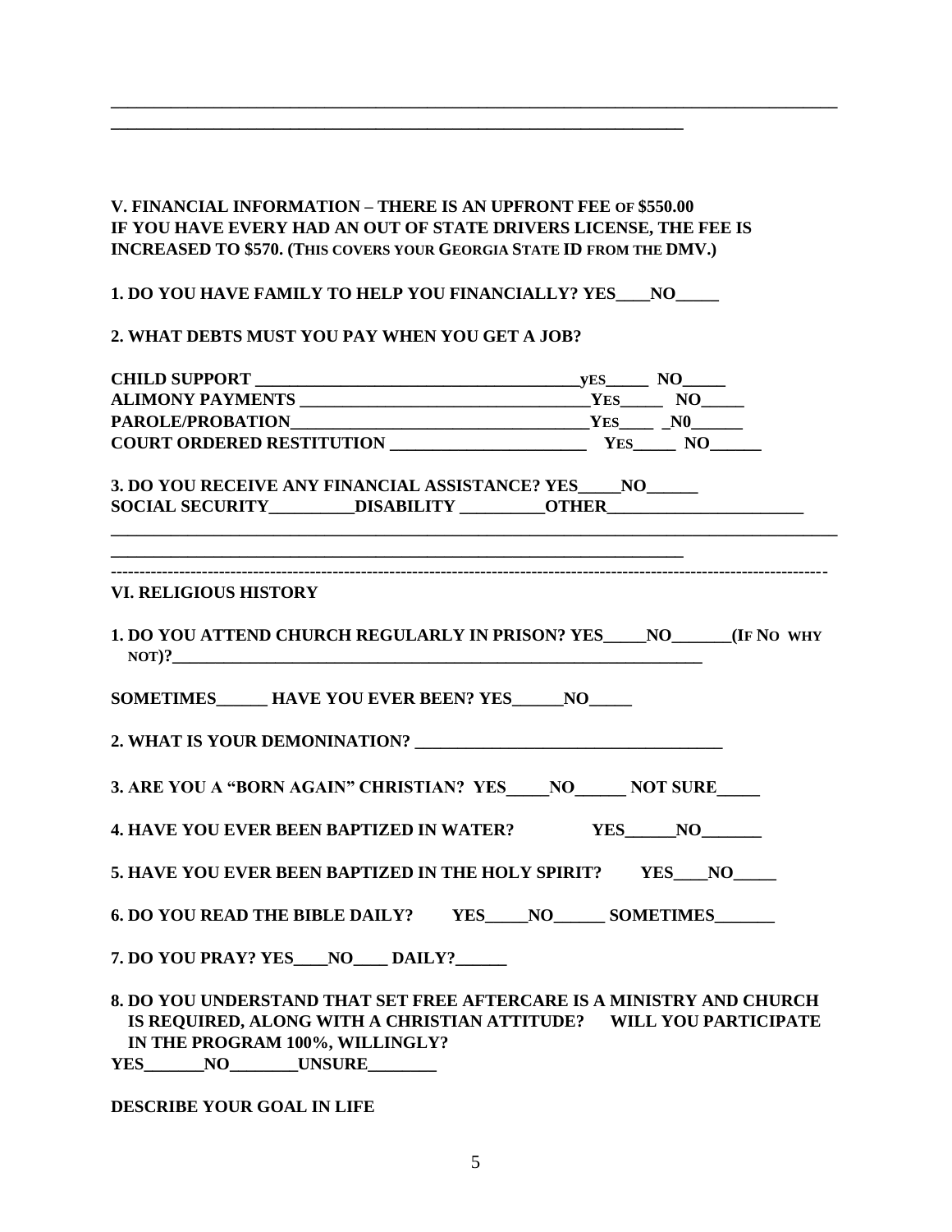______________________________________________________________________________
____________________________________________________________

**V. FINANCIAL INFORMATION – THERE IS AN UPFRONT FEE OF $550.00**
**IF YOU HAVE EVERY HAD AN OUT OF STATE DRIVERS LICENSE, THE FEE IS INCREASED TO $570. (THIS COVERS YOUR GEORGIA STATE ID FROM THE DMV.)**

**1. DO YOU HAVE FAMILY TO HELP YOU FINANCIALLY? YES____NO_____**

**2. WHAT DEBTS MUST YOU PAY WHEN YOU GET A JOB?**

**CHILD SUPPORT ________________________________________yES_____ NO_____**
**ALIMONY PAYMENTS ___________________________________YES_____ NO_____**
**PAROLE/PROBATION____________________________________YES____ _N0______**
**COURT ORDERED RESTITUTION ________________________ YES_____ NO______**

**3. DO YOU RECEIVE ANY FINANCIAL ASSISTANCE? YES_____NO______**
**SOCIAL SECURITY__________DISABILITY __________OTHER________________________**
______________________________________________________________________________
____________________________________________________________

---

**VI. RELIGIOUS HISTORY**

**1. DO YOU ATTEND CHURCH REGULARLY IN PRISON? YES_____NO_______(IF NO WHY NOT)?__________________________________________________________________**

**SOMETIMES______ HAVE YOU EVER BEEN? YES______NO_____**

**2. WHAT IS YOUR DEMONINATION? ____________________________________**

**3. ARE YOU A "BORN AGAIN" CHRISTIAN? YES_____NO______ NOT SURE_____**

**4. HAVE YOU EVER BEEN BAPTIZED IN WATER? YES______NO_______**

**5. HAVE YOU EVER BEEN BAPTIZED IN THE HOLY SPIRIT? YES____NO_____**

**6. DO YOU READ THE BIBLE DAILY? YES_____NO______ SOMETIMES_______**

**7. DO YOU PRAY? YES____NO____ DAILY?______**

**8. DO YOU UNDERSTAND THAT SET FREE AFTERCARE IS A MINISTRY AND CHURCH IS REQUIRED, ALONG WITH A CHRISTIAN ATTITUDE? WILL YOU PARTICIPATE IN THE PROGRAM 100%, WILLINGLY?**
**YES_______NO________UNSURE________**

**DESCRIBE YOUR GOAL IN LIFE**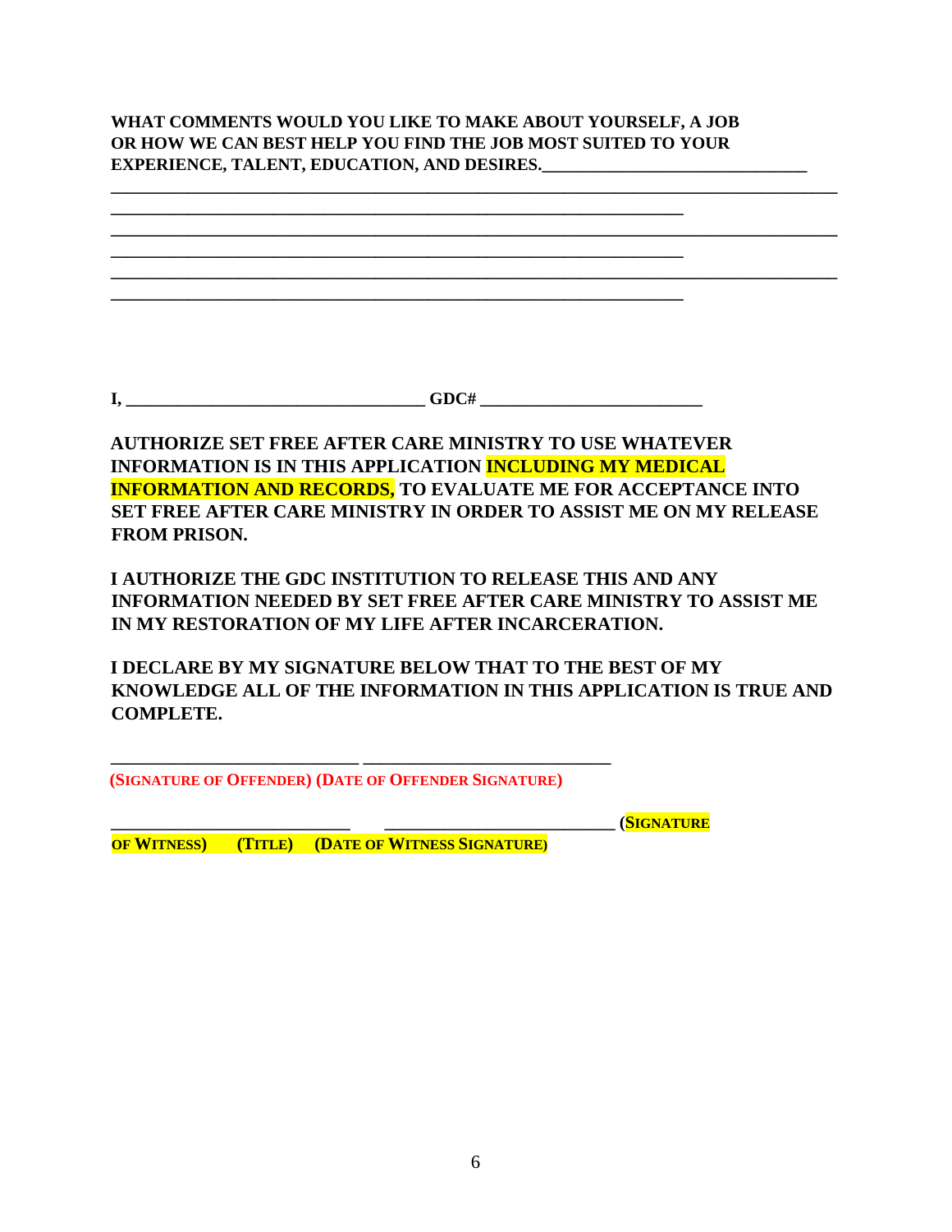**WHAT COMMENTS WOULD YOU LIKE TO MAKE ABOUT YOURSELF, A JOB OR HOW WE CAN BEST HELP YOU FIND THE JOB MOST SUITED TO YOUR EXPERIENCE, TALENT, EDUCATION, AND DESIRES.______________________________**

**________________________________________________________________________________________**
**_________________________________________________________________**
**________________________________________________________________________________________**
**_________________________________________________________________**
**________________________________________________________________________________________**
**_________________________________________________________________**

**I, __________________________________ GDC# _________________________**

**AUTHORIZE SET FREE AFTER CARE MINISTRY TO USE WHATEVER INFORMATION IS IN THIS APPLICATION INCLUDING MY MEDICAL INFORMATION AND RECORDS, TO EVALUATE ME FOR ACCEPTANCE INTO SET FREE AFTER CARE MINISTRY IN ORDER TO ASSIST ME ON MY RELEASE FROM PRISON.**

**I AUTHORIZE THE GDC INSTITUTION TO RELEASE THIS AND ANY INFORMATION NEEDED BY SET FREE AFTER CARE MINISTRY TO ASSIST ME IN MY RESTORATION OF MY LIFE AFTER INCARCERATION.**

**I DECLARE BY MY SIGNATURE BELOW THAT TO THE BEST OF MY KNOWLEDGE ALL OF THE INFORMATION IN THIS APPLICATION IS TRUE AND COMPLETE.**

**____________________________ ____________________________**
**(SIGNATURE OF OFFENDER) (DATE OF OFFENDER SIGNATURE)**

**___________________________ __________________________ (SIGNATURE OF WITNESS) (TITLE) (DATE OF WITNESS SIGNATURE)**